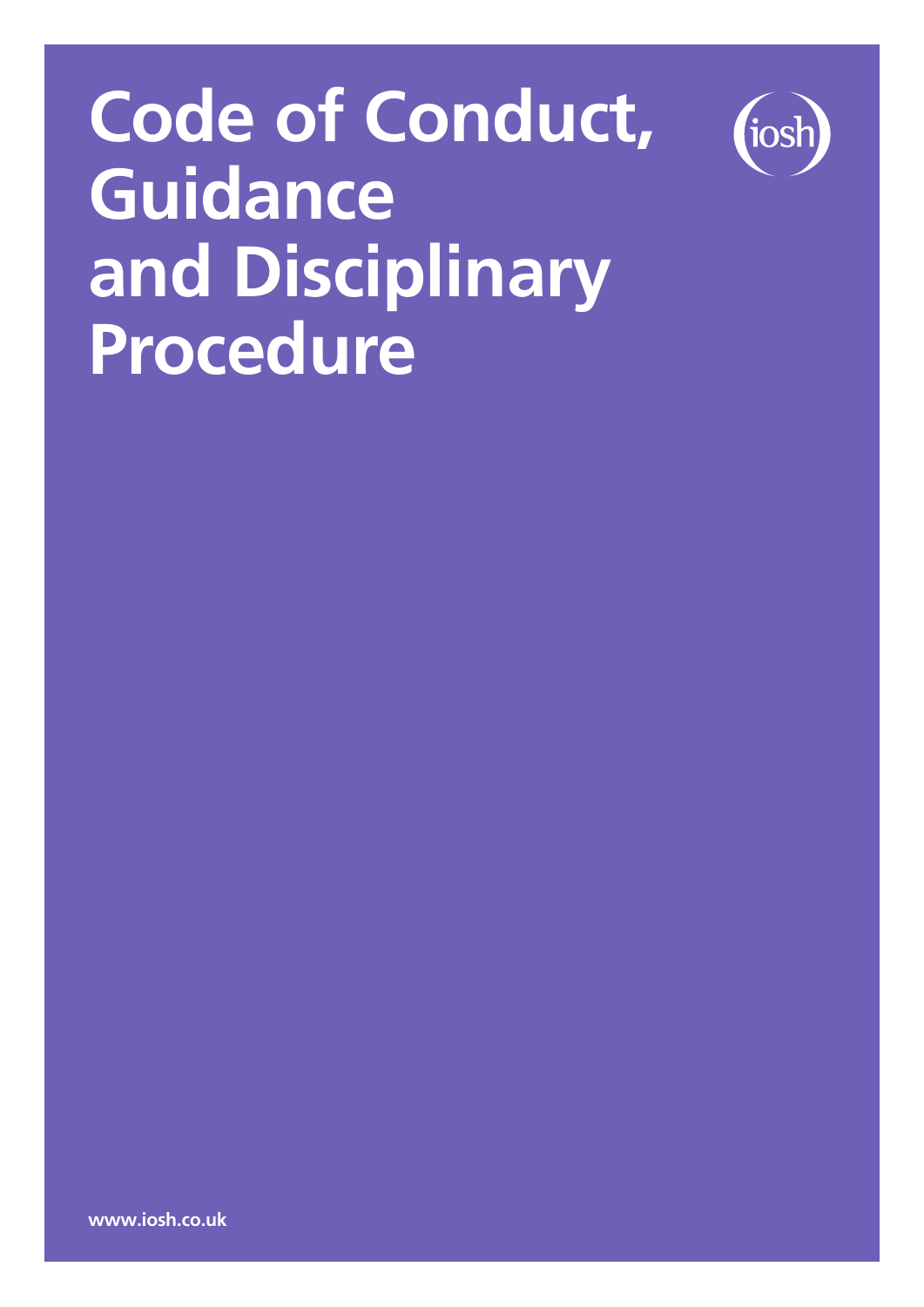# Code of Conduct, Guidance and Disciplinary Procedure

iosh

www.iosh.co.uk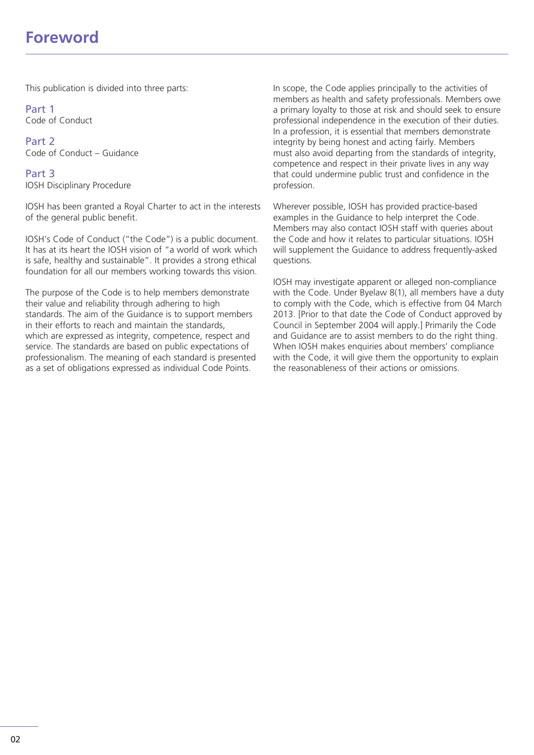# Foreword

This publication is divided into three parts:

**Part 1**
Code of Conduct

**Part 2**
Code of Conduct – Guidance

**Part 3**
IOSH Disciplinary Procedure

IOSH has been granted a Royal Charter to act in the interests of the general public benefit.

IOSH's Code of Conduct ("the Code") is a public document. It has at its heart the IOSH vision of "a world of work which is safe, healthy and sustainable". It provides a strong ethical foundation for all our members working towards this vision.

The purpose of the Code is to help members demonstrate their value and reliability through adhering to high standards. The aim of the Guidance is to support members in their efforts to reach and maintain the standards, which are expressed as integrity, competence, respect and service. The standards are based on public expectations of professionalism. The meaning of each standard is presented as a set of obligations expressed as individual Code Points.

In scope, the Code applies principally to the activities of members as health and safety professionals. Members owe a primary loyalty to those at risk and should seek to ensure professional independence in the execution of their duties. In a profession, it is essential that members demonstrate integrity by being honest and acting fairly. Members must also avoid departing from the standards of integrity, competence and respect in their private lives in any way that could undermine public trust and confidence in the profession.

Wherever possible, IOSH has provided practice-based examples in the Guidance to help interpret the Code. Members may also contact IOSH staff with queries about the Code and how it relates to particular situations. IOSH will supplement the Guidance to address frequently-asked questions.

IOSH may investigate apparent or alleged non-compliance with the Code. Under Byelaw 8(1), all members have a duty to comply with the Code, which is effective from 04 March 2013. [Prior to that date the Code of Conduct approved by Council in September 2004 will apply.] Primarily the Code and Guidance are to assist members to do the right thing. When IOSH makes enquiries about members' compliance with the Code, it will give them the opportunity to explain the reasonableness of their actions or omissions.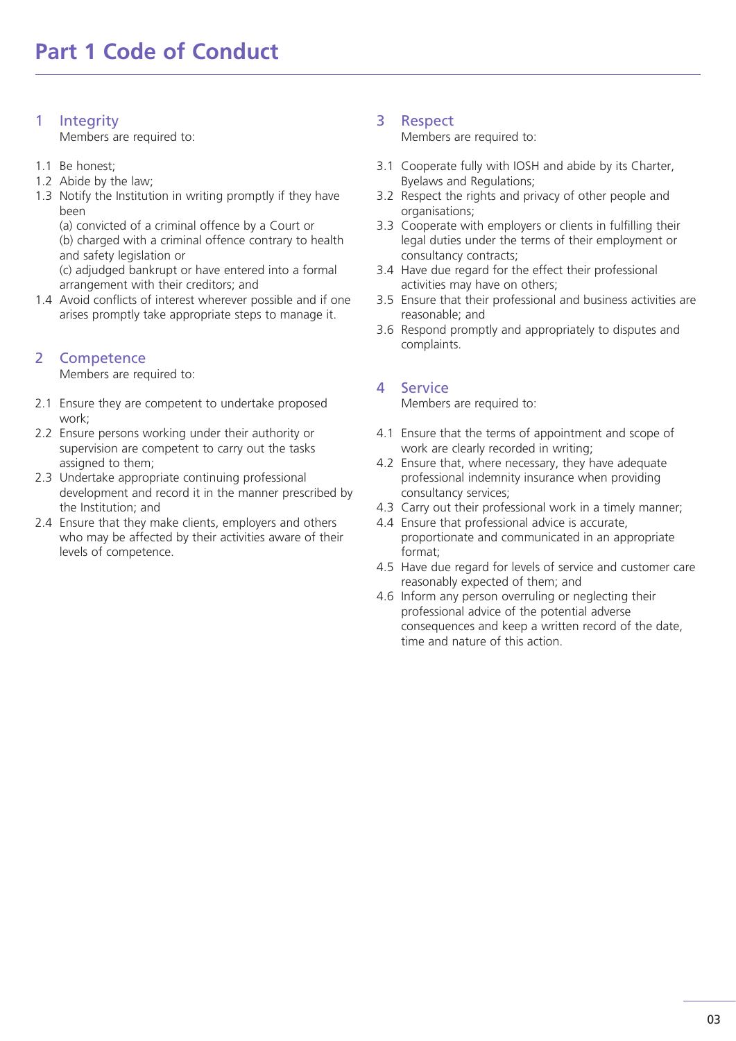# Part 1 Code of Conduct

## 1 Integrity

Members are required to:

1.1 Be honest;

1.2 Abide by the law;

1.3 Notify the Institution in writing promptly if they have been
(a) convicted of a criminal offence by a Court or
(b) charged with a criminal offence contrary to health and safety legislation or
(c) adjudged bankrupt or have entered into a formal arrangement with their creditors; and

1.4 Avoid conflicts of interest wherever possible and if one arises promptly take appropriate steps to manage it.

## 2 Competence

Members are required to:

2.1 Ensure they are competent to undertake proposed work;

2.2 Ensure persons working under their authority or supervision are competent to carry out the tasks assigned to them;

2.3 Undertake appropriate continuing professional development and record it in the manner prescribed by the Institution; and

2.4 Ensure that they make clients, employers and others who may be affected by their activities aware of their levels of competence.

## 3 Respect

Members are required to:

3.1 Cooperate fully with IOSH and abide by its Charter, Byelaws and Regulations;

3.2 Respect the rights and privacy of other people and organisations;

3.3 Cooperate with employers or clients in fulfilling their legal duties under the terms of their employment or consultancy contracts;

3.4 Have due regard for the effect their professional activities may have on others;

3.5 Ensure that their professional and business activities are reasonable; and

3.6 Respond promptly and appropriately to disputes and complaints.

## 4 Service

Members are required to:

4.1 Ensure that the terms of appointment and scope of work are clearly recorded in writing;

4.2 Ensure that, where necessary, they have adequate professional indemnity insurance when providing consultancy services;

4.3 Carry out their professional work in a timely manner;

4.4 Ensure that professional advice is accurate, proportionate and communicated in an appropriate format;

4.5 Have due regard for levels of service and customer care reasonably expected of them; and

4.6 Inform any person overruling or neglecting their professional advice of the potential adverse consequences and keep a written record of the date, time and nature of this action.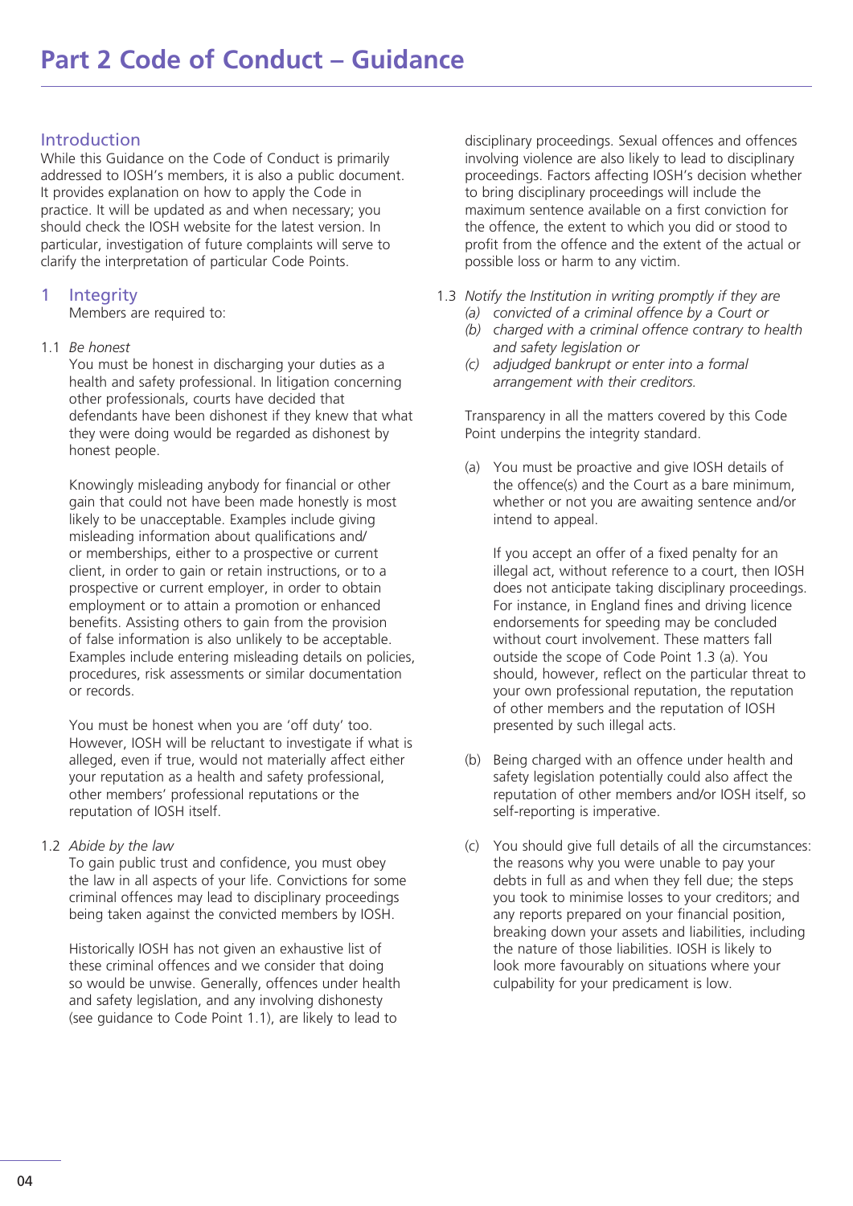# Part 2 Code of Conduct – Guidance

## Introduction

While this Guidance on the Code of Conduct is primarily addressed to IOSH's members, it is also a public document. It provides explanation on how to apply the Code in practice. It will be updated as and when necessary; you should check the IOSH website for the latest version. In particular, investigation of future complaints will serve to clarify the interpretation of particular Code Points.

## 1 Integrity

Members are required to:

1.1 *Be honest*

You must be honest in discharging your duties as a health and safety professional. In litigation concerning other professionals, courts have decided that defendants have been dishonest if they knew that what they were doing would be regarded as dishonest by honest people.

Knowingly misleading anybody for financial or other gain that could not have been made honestly is most likely to be unacceptable. Examples include giving misleading information about qualifications and/or memberships, either to a prospective or current client, in order to gain or retain instructions, or to a prospective or current employer, in order to obtain employment or to attain a promotion or enhanced benefits. Assisting others to gain from the provision of false information is also unlikely to be acceptable. Examples include entering misleading details on policies, procedures, risk assessments or similar documentation or records.

You must be honest when you are 'off duty' too. However, IOSH will be reluctant to investigate if what is alleged, even if true, would not materially affect either your reputation as a health and safety professional, other members' professional reputations or the reputation of IOSH itself.

1.2 *Abide by the law*

To gain public trust and confidence, you must obey the law in all aspects of your life. Convictions for some criminal offences may lead to disciplinary proceedings being taken against the convicted members by IOSH.

Historically IOSH has not given an exhaustive list of these criminal offences and we consider that doing so would be unwise. Generally, offences under health and safety legislation, and any involving dishonesty (see guidance to Code Point 1.1), are likely to lead to disciplinary proceedings. Sexual offences and offences involving violence are also likely to lead to disciplinary proceedings. Factors affecting IOSH's decision whether to bring disciplinary proceedings will include the maximum sentence available on a first conviction for the offence, the extent to which you did or stood to profit from the offence and the extent of the actual or possible loss or harm to any victim.

1.3 *Notify the Institution in writing promptly if they are*
- *(a) convicted of a criminal offence by a Court or*
- *(b) charged with a criminal offence contrary to health and safety legislation or*
- *(c) adjudged bankrupt or enter into a formal arrangement with their creditors.*

Transparency in all the matters covered by this Code Point underpins the integrity standard.

(a) You must be proactive and give IOSH details of the offence(s) and the Court as a bare minimum, whether or not you are awaiting sentence and/or intend to appeal.

If you accept an offer of a fixed penalty for an illegal act, without reference to a court, then IOSH does not anticipate taking disciplinary proceedings. For instance, in England fines and driving licence endorsements for speeding may be concluded without court involvement. These matters fall outside the scope of Code Point 1.3 (a). You should, however, reflect on the particular threat to your own professional reputation, the reputation of other members and the reputation of IOSH presented by such illegal acts.

(b) Being charged with an offence under health and safety legislation potentially could also affect the reputation of other members and/or IOSH itself, so self-reporting is imperative.

(c) You should give full details of all the circumstances: the reasons why you were unable to pay your debts in full as and when they fell due; the steps you took to minimise losses to your creditors; and any reports prepared on your financial position, breaking down your assets and liabilities, including the nature of those liabilities. IOSH is likely to look more favourably on situations where your culpability for your predicament is low.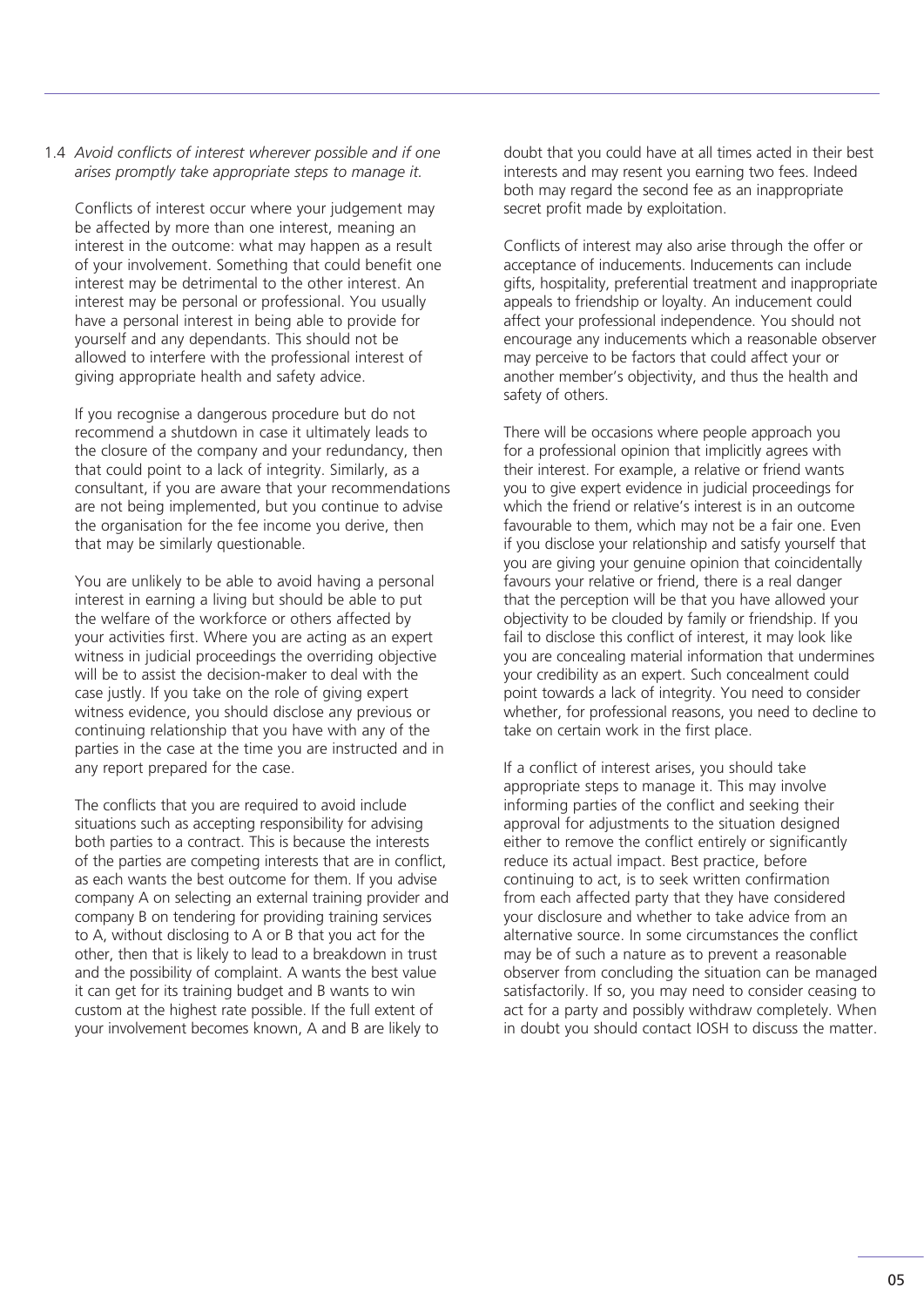1.4 *Avoid conflicts of interest wherever possible and if one arises promptly take appropriate steps to manage it.*

Conflicts of interest occur where your judgement may be affected by more than one interest, meaning an interest in the outcome: what may happen as a result of your involvement. Something that could benefit one interest may be detrimental to the other interest. An interest may be personal or professional. You usually have a personal interest in being able to provide for yourself and any dependants. This should not be allowed to interfere with the professional interest of giving appropriate health and safety advice.

If you recognise a dangerous procedure but do not recommend a shutdown in case it ultimately leads to the closure of the company and your redundancy, then that could point to a lack of integrity. Similarly, as a consultant, if you are aware that your recommendations are not being implemented, but you continue to advise the organisation for the fee income you derive, then that may be similarly questionable.

You are unlikely to be able to avoid having a personal interest in earning a living but should be able to put the welfare of the workforce or others affected by your activities first. Where you are acting as an expert witness in judicial proceedings the overriding objective will be to assist the decision-maker to deal with the case justly. If you take on the role of giving expert witness evidence, you should disclose any previous or continuing relationship that you have with any of the parties in the case at the time you are instructed and in any report prepared for the case.

The conflicts that you are required to avoid include situations such as accepting responsibility for advising both parties to a contract. This is because the interests of the parties are competing interests that are in conflict, as each wants the best outcome for them. If you advise company A on selecting an external training provider and company B on tendering for providing training services to A, without disclosing to A or B that you act for the other, then that is likely to lead to a breakdown in trust and the possibility of complaint. A wants the best value it can get for its training budget and B wants to win custom at the highest rate possible. If the full extent of your involvement becomes known, A and B are likely to doubt that you could have at all times acted in their best interests and may resent you earning two fees. Indeed both may regard the second fee as an inappropriate secret profit made by exploitation.

Conflicts of interest may also arise through the offer or acceptance of inducements. Inducements can include gifts, hospitality, preferential treatment and inappropriate appeals to friendship or loyalty. An inducement could affect your professional independence. You should not encourage any inducements which a reasonable observer may perceive to be factors that could affect your or another member's objectivity, and thus the health and safety of others.

There will be occasions where people approach you for a professional opinion that implicitly agrees with their interest. For example, a relative or friend wants you to give expert evidence in judicial proceedings for which the friend or relative's interest is in an outcome favourable to them, which may not be a fair one. Even if you disclose your relationship and satisfy yourself that you are giving your genuine opinion that coincidentally favours your relative or friend, there is a real danger that the perception will be that you have allowed your objectivity to be clouded by family or friendship. If you fail to disclose this conflict of interest, it may look like you are concealing material information that undermines your credibility as an expert. Such concealment could point towards a lack of integrity. You need to consider whether, for professional reasons, you need to decline to take on certain work in the first place.

If a conflict of interest arises, you should take appropriate steps to manage it. This may involve informing parties of the conflict and seeking their approval for adjustments to the situation designed either to remove the conflict entirely or significantly reduce its actual impact. Best practice, before continuing to act, is to seek written confirmation from each affected party that they have considered your disclosure and whether to take advice from an alternative source. In some circumstances the conflict may be of such a nature as to prevent a reasonable observer from concluding the situation can be managed satisfactorily. If so, you may need to consider ceasing to act for a party and possibly withdraw completely. When in doubt you should contact IOSH to discuss the matter.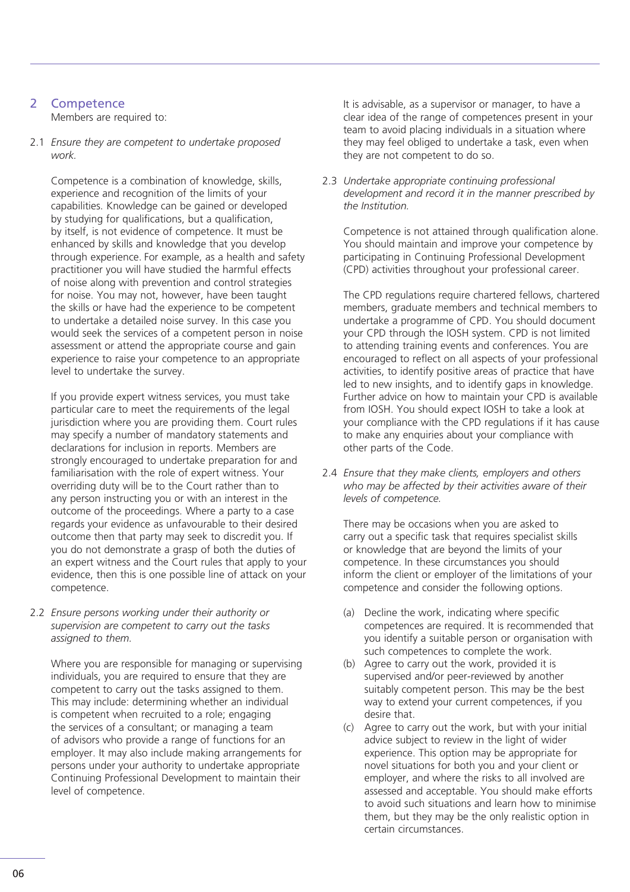## 2 Competence

Members are required to:

2.1 *Ensure they are competent to undertake proposed work.*

Competence is a combination of knowledge, skills, experience and recognition of the limits of your capabilities. Knowledge can be gained or developed by studying for qualifications, but a qualification, by itself, is not evidence of competence. It must be enhanced by skills and knowledge that you develop through experience. For example, as a health and safety practitioner you will have studied the harmful effects of noise along with prevention and control strategies for noise. You may not, however, have been taught the skills or have had the experience to be competent to undertake a detailed noise survey. In this case you would seek the services of a competent person in noise assessment or attend the appropriate course and gain experience to raise your competence to an appropriate level to undertake the survey.

If you provide expert witness services, you must take particular care to meet the requirements of the legal jurisdiction where you are providing them. Court rules may specify a number of mandatory statements and declarations for inclusion in reports. Members are strongly encouraged to undertake preparation for and familiarisation with the role of expert witness. Your overriding duty will be to the Court rather than to any person instructing you or with an interest in the outcome of the proceedings. Where a party to a case regards your evidence as unfavourable to their desired outcome then that party may seek to discredit you. If you do not demonstrate a grasp of both the duties of an expert witness and the Court rules that apply to your evidence, then this is one possible line of attack on your competence.

2.2 *Ensure persons working under their authority or supervision are competent to carry out the tasks assigned to them.*

Where you are responsible for managing or supervising individuals, you are required to ensure that they are competent to carry out the tasks assigned to them. This may include: determining whether an individual is competent when recruited to a role; engaging the services of a consultant; or managing a team of advisors who provide a range of functions for an employer. It may also include making arrangements for persons under your authority to undertake appropriate Continuing Professional Development to maintain their level of competence.

It is advisable, as a supervisor or manager, to have a clear idea of the range of competences present in your team to avoid placing individuals in a situation where they may feel obliged to undertake a task, even when they are not competent to do so.

2.3 *Undertake appropriate continuing professional development and record it in the manner prescribed by the Institution.*

Competence is not attained through qualification alone. You should maintain and improve your competence by participating in Continuing Professional Development (CPD) activities throughout your professional career.

The CPD regulations require chartered fellows, chartered members, graduate members and technical members to undertake a programme of CPD. You should document your CPD through the IOSH system. CPD is not limited to attending training events and conferences. You are encouraged to reflect on all aspects of your professional activities, to identify positive areas of practice that have led to new insights, and to identify gaps in knowledge. Further advice on how to maintain your CPD is available from IOSH. You should expect IOSH to take a look at your compliance with the CPD regulations if it has cause to make any enquiries about your compliance with other parts of the Code.

2.4 *Ensure that they make clients, employers and others who may be affected by their activities aware of their levels of competence.*

There may be occasions when you are asked to carry out a specific task that requires specialist skills or knowledge that are beyond the limits of your competence. In these circumstances you should inform the client or employer of the limitations of your competence and consider the following options.

(a) Decline the work, indicating where specific competences are required. It is recommended that you identify a suitable person or organisation with such competences to complete the work.

(b) Agree to carry out the work, provided it is supervised and/or peer-reviewed by another suitably competent person. This may be the best way to extend your current competences, if you desire that.

(c) Agree to carry out the work, but with your initial advice subject to review in the light of wider experience. This option may be appropriate for novel situations for both you and your client or employer, and where the risks to all involved are assessed and acceptable. You should make efforts to avoid such situations and learn how to minimise them, but they may be the only realistic option in certain circumstances.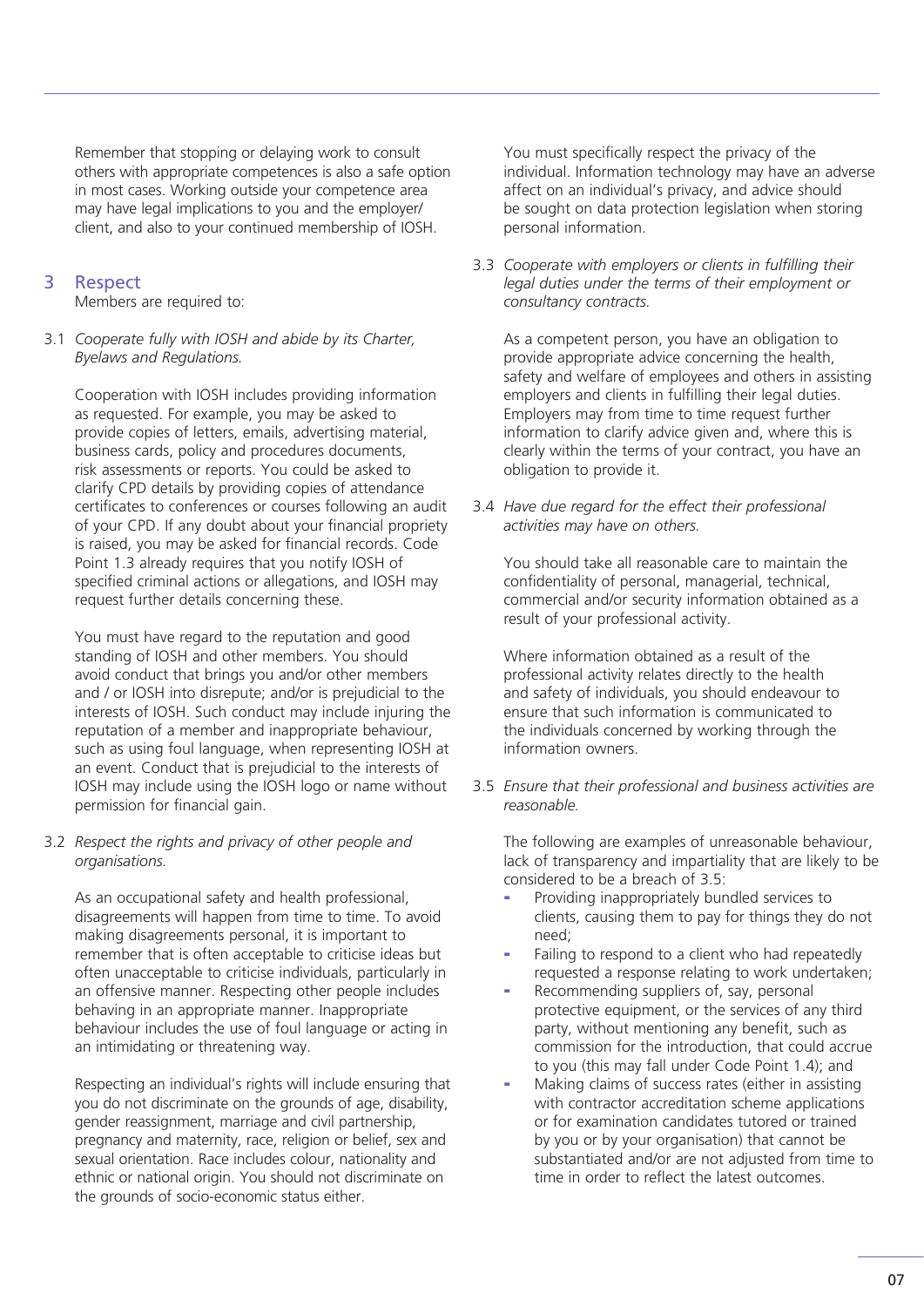Remember that stopping or delaying work to consult others with appropriate competences is also a safe option in most cases. Working outside your competence area may have legal implications to you and the employer/client, and also to your continued membership of IOSH.

## 3 Respect

Members are required to:

3.1 *Cooperate fully with IOSH and abide by its Charter, Byelaws and Regulations.*

Cooperation with IOSH includes providing information as requested. For example, you may be asked to provide copies of letters, emails, advertising material, business cards, policy and procedures documents, risk assessments or reports. You could be asked to clarify CPD details by providing copies of attendance certificates to conferences or courses following an audit of your CPD. If any doubt about your financial propriety is raised, you may be asked for financial records. Code Point 1.3 already requires that you notify IOSH of specified criminal actions or allegations, and IOSH may request further details concerning these.

You must have regard to the reputation and good standing of IOSH and other members. You should avoid conduct that brings you and/or other members and / or IOSH into disrepute; and/or is prejudicial to the interests of IOSH. Such conduct may include injuring the reputation of a member and inappropriate behaviour, such as using foul language, when representing IOSH at an event. Conduct that is prejudicial to the interests of IOSH may include using the IOSH logo or name without permission for financial gain.

3.2 *Respect the rights and privacy of other people and organisations.*

As an occupational safety and health professional, disagreements will happen from time to time. To avoid making disagreements personal, it is important to remember that is often acceptable to criticise ideas but often unacceptable to criticise individuals, particularly in an offensive manner. Respecting other people includes behaving in an appropriate manner. Inappropriate behaviour includes the use of foul language or acting in an intimidating or threatening way.

Respecting an individual's rights will include ensuring that you do not discriminate on the grounds of age, disability, gender reassignment, marriage and civil partnership, pregnancy and maternity, race, religion or belief, sex and sexual orientation. Race includes colour, nationality and ethnic or national origin. You should not discriminate on the grounds of socio-economic status either.

You must specifically respect the privacy of the individual. Information technology may have an adverse affect on an individual's privacy, and advice should be sought on data protection legislation when storing personal information.

3.3 *Cooperate with employers or clients in fulfilling their legal duties under the terms of their employment or consultancy contracts.*

As a competent person, you have an obligation to provide appropriate advice concerning the health, safety and welfare of employees and others in assisting employers and clients in fulfilling their legal duties. Employers may from time to time request further information to clarify advice given and, where this is clearly within the terms of your contract, you have an obligation to provide it.

3.4 *Have due regard for the effect their professional activities may have on others.*

You should take all reasonable care to maintain the confidentiality of personal, managerial, technical, commercial and/or security information obtained as a result of your professional activity.

Where information obtained as a result of the professional activity relates directly to the health and safety of individuals, you should endeavour to ensure that such information is communicated to the individuals concerned by working through the information owners.

3.5 *Ensure that their professional and business activities are reasonable.*

The following are examples of unreasonable behaviour, lack of transparency and impartiality that are likely to be considered to be a breach of 3.5:

- Providing inappropriately bundled services to clients, causing them to pay for things they do not need;
- Failing to respond to a client who had repeatedly requested a response relating to work undertaken;
- Recommending suppliers of, say, personal protective equipment, or the services of any third party, without mentioning any benefit, such as commission for the introduction, that could accrue to you (this may fall under Code Point 1.4); and
- Making claims of success rates (either in assisting with contractor accreditation scheme applications or for examination candidates tutored or trained by you or by your organisation) that cannot be substantiated and/or are not adjusted from time to time in order to reflect the latest outcomes.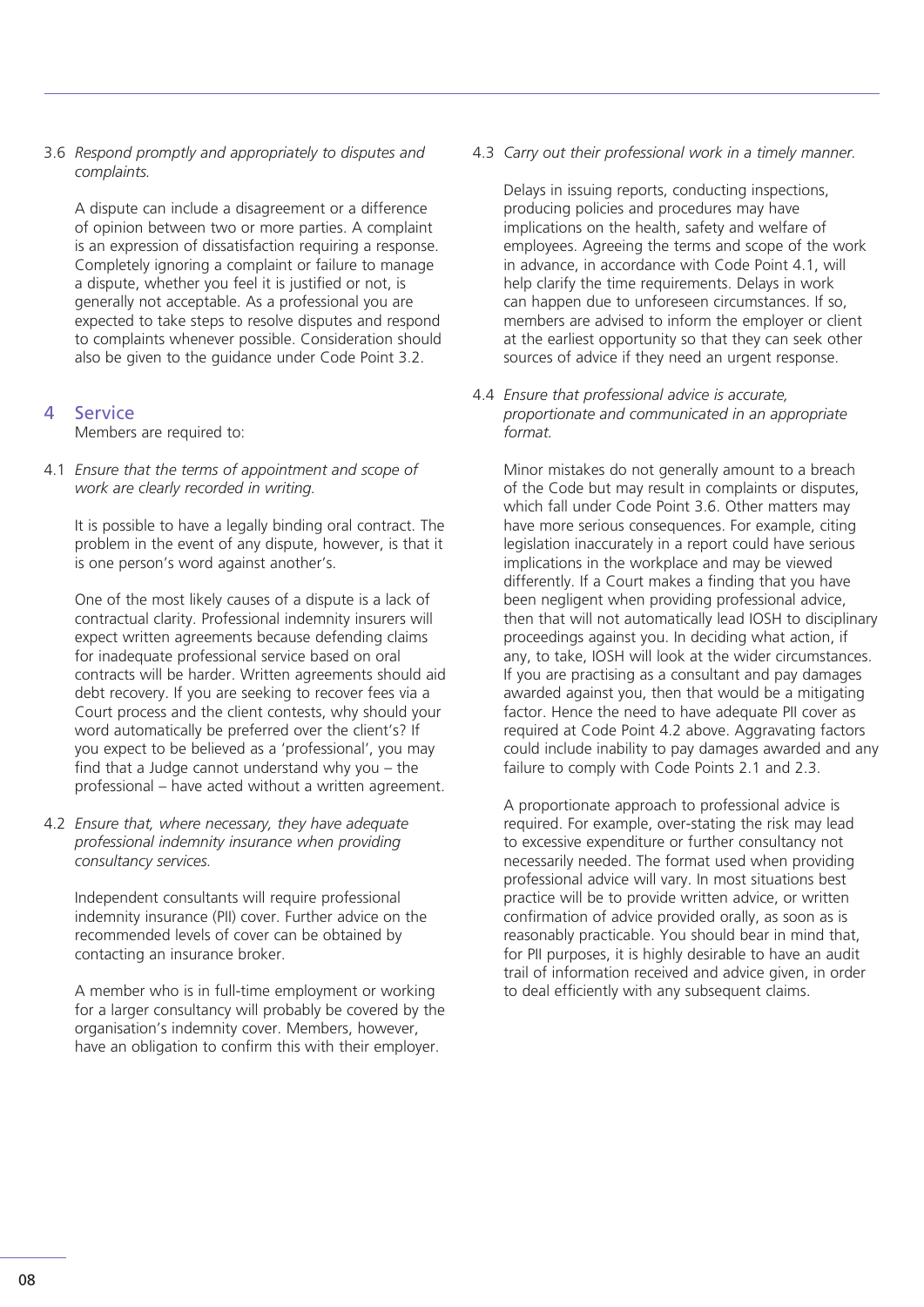3.6 *Respond promptly and appropriately to disputes and complaints.*

A dispute can include a disagreement or a difference of opinion between two or more parties. A complaint is an expression of dissatisfaction requiring a response. Completely ignoring a complaint or failure to manage a dispute, whether you feel it is justified or not, is generally not acceptable. As a professional you are expected to take steps to resolve disputes and respond to complaints whenever possible. Consideration should also be given to the guidance under Code Point 3.2.

## 4 Service

Members are required to:

4.1 *Ensure that the terms of appointment and scope of work are clearly recorded in writing.*

It is possible to have a legally binding oral contract. The problem in the event of any dispute, however, is that it is one person's word against another's.

One of the most likely causes of a dispute is a lack of contractual clarity. Professional indemnity insurers will expect written agreements because defending claims for inadequate professional service based on oral contracts will be harder. Written agreements should aid debt recovery. If you are seeking to recover fees via a Court process and the client contests, why should your word automatically be preferred over the client's? If you expect to be believed as a 'professional', you may find that a Judge cannot understand why you – the professional – have acted without a written agreement.

4.2 *Ensure that, where necessary, they have adequate professional indemnity insurance when providing consultancy services.*

Independent consultants will require professional indemnity insurance (PII) cover. Further advice on the recommended levels of cover can be obtained by contacting an insurance broker.

A member who is in full-time employment or working for a larger consultancy will probably be covered by the organisation's indemnity cover. Members, however, have an obligation to confirm this with their employer.

4.3 *Carry out their professional work in a timely manner.*

Delays in issuing reports, conducting inspections, producing policies and procedures may have implications on the health, safety and welfare of employees. Agreeing the terms and scope of the work in advance, in accordance with Code Point 4.1, will help clarify the time requirements. Delays in work can happen due to unforeseen circumstances. If so, members are advised to inform the employer or client at the earliest opportunity so that they can seek other sources of advice if they need an urgent response.

4.4 *Ensure that professional advice is accurate, proportionate and communicated in an appropriate format.*

Minor mistakes do not generally amount to a breach of the Code but may result in complaints or disputes, which fall under Code Point 3.6. Other matters may have more serious consequences. For example, citing legislation inaccurately in a report could have serious implications in the workplace and may be viewed differently. If a Court makes a finding that you have been negligent when providing professional advice, then that will not automatically lead IOSH to disciplinary proceedings against you. In deciding what action, if any, to take, IOSH will look at the wider circumstances. If you are practising as a consultant and pay damages awarded against you, then that would be a mitigating factor. Hence the need to have adequate PII cover as required at Code Point 4.2 above. Aggravating factors could include inability to pay damages awarded and any failure to comply with Code Points 2.1 and 2.3.

A proportionate approach to professional advice is required. For example, over-stating the risk may lead to excessive expenditure or further consultancy not necessarily needed. The format used when providing professional advice will vary. In most situations best practice will be to provide written advice, or written confirmation of advice provided orally, as soon as is reasonably practicable. You should bear in mind that, for PII purposes, it is highly desirable to have an audit trail of information received and advice given, in order to deal efficiently with any subsequent claims.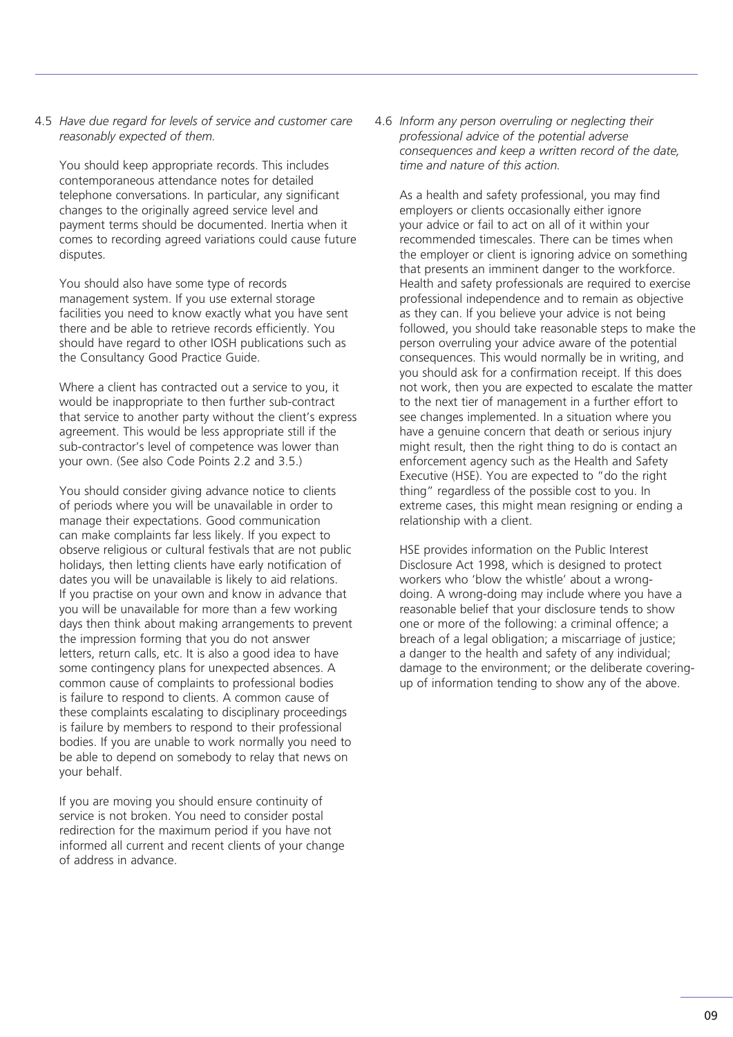4.5 *Have due regard for levels of service and customer care reasonably expected of them.*

You should keep appropriate records. This includes contemporaneous attendance notes for detailed telephone conversations. In particular, any significant changes to the originally agreed service level and payment terms should be documented. Inertia when it comes to recording agreed variations could cause future disputes.

You should also have some type of records management system. If you use external storage facilities you need to know exactly what you have sent there and be able to retrieve records efficiently. You should have regard to other IOSH publications such as the Consultancy Good Practice Guide.

Where a client has contracted out a service to you, it would be inappropriate to then further sub-contract that service to another party without the client's express agreement. This would be less appropriate still if the sub-contractor's level of competence was lower than your own. (See also Code Points 2.2 and 3.5.)

You should consider giving advance notice to clients of periods where you will be unavailable in order to manage their expectations. Good communication can make complaints far less likely. If you expect to observe religious or cultural festivals that are not public holidays, then letting clients have early notification of dates you will be unavailable is likely to aid relations. If you practise on your own and know in advance that you will be unavailable for more than a few working days then think about making arrangements to prevent the impression forming that you do not answer letters, return calls, etc. It is also a good idea to have some contingency plans for unexpected absences. A common cause of complaints to professional bodies is failure to respond to clients. A common cause of these complaints escalating to disciplinary proceedings is failure by members to respond to their professional bodies. If you are unable to work normally you need to be able to depend on somebody to relay that news on your behalf.

If you are moving you should ensure continuity of service is not broken. You need to consider postal redirection for the maximum period if you have not informed all current and recent clients of your change of address in advance.

4.6 *Inform any person overruling or neglecting their professional advice of the potential adverse consequences and keep a written record of the date, time and nature of this action.*

As a health and safety professional, you may find employers or clients occasionally either ignore your advice or fail to act on all of it within your recommended timescales. There can be times when the employer or client is ignoring advice on something that presents an imminent danger to the workforce. Health and safety professionals are required to exercise professional independence and to remain as objective as they can. If you believe your advice is not being followed, you should take reasonable steps to make the person overruling your advice aware of the potential consequences. This would normally be in writing, and you should ask for a confirmation receipt. If this does not work, then you are expected to escalate the matter to the next tier of management in a further effort to see changes implemented. In a situation where you have a genuine concern that death or serious injury might result, then the right thing to do is contact an enforcement agency such as the Health and Safety Executive (HSE). You are expected to "do the right thing" regardless of the possible cost to you. In extreme cases, this might mean resigning or ending a relationship with a client.

HSE provides information on the Public Interest Disclosure Act 1998, which is designed to protect workers who 'blow the whistle' about a wrong-doing. A wrong-doing may include where you have a reasonable belief that your disclosure tends to show one or more of the following: a criminal offence; a breach of a legal obligation; a miscarriage of justice; a danger to the health and safety of any individual; damage to the environment; or the deliberate covering-up of information tending to show any of the above.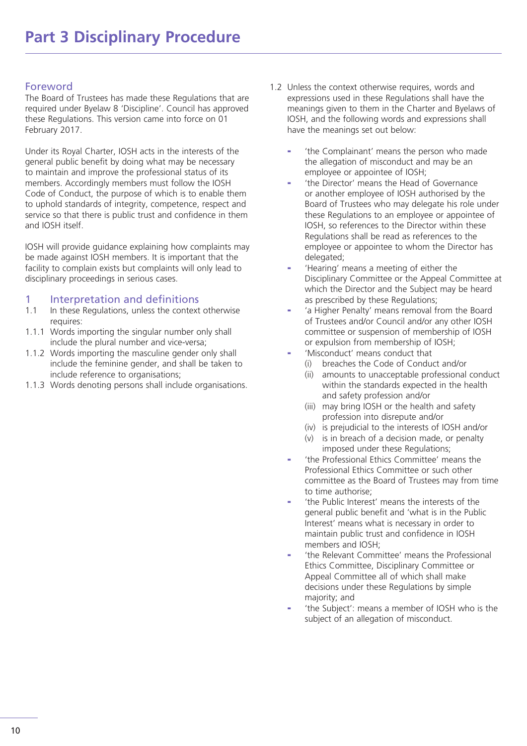# Part 3 Disciplinary Procedure

## Foreword

The Board of Trustees has made these Regulations that are required under Byelaw 8 'Discipline'. Council has approved these Regulations. This version came into force on 01 February 2017.

Under its Royal Charter, IOSH acts in the interests of the general public benefit by doing what may be necessary to maintain and improve the professional status of its members. Accordingly members must follow the IOSH Code of Conduct, the purpose of which is to enable them to uphold standards of integrity, competence, respect and service so that there is public trust and confidence in them and IOSH itself.

IOSH will provide guidance explaining how complaints may be made against IOSH members. It is important that the facility to complain exists but complaints will only lead to disciplinary proceedings in serious cases.

## 1 Interpretation and definitions

1.1 In these Regulations, unless the context otherwise requires:

1.1.1 Words importing the singular number only shall include the plural number and vice-versa;

1.1.2 Words importing the masculine gender only shall include the feminine gender, and shall be taken to include reference to organisations;

1.1.3 Words denoting persons shall include organisations.

1.2 Unless the context otherwise requires, words and expressions used in these Regulations shall have the meanings given to them in the Charter and Byelaws of IOSH, and the following words and expressions shall have the meanings set out below:

- 'the Complainant' means the person who made the allegation of misconduct and may be an employee or appointee of IOSH;
- 'the Director' means the Head of Governance or another employee of IOSH authorised by the Board of Trustees who may delegate his role under these Regulations to an employee or appointee of IOSH, so references to the Director within these Regulations shall be read as references to the employee or appointee to whom the Director has delegated;
- 'Hearing' means a meeting of either the Disciplinary Committee or the Appeal Committee at which the Director and the Subject may be heard as prescribed by these Regulations;
- 'a Higher Penalty' means removal from the Board of Trustees and/or Council and/or any other IOSH committee or suspension of membership of IOSH or expulsion from membership of IOSH;
- 'Misconduct' means conduct that
  - (i) breaches the Code of Conduct and/or
  - (ii) amounts to unacceptable professional conduct within the standards expected in the health and safety profession and/or
  - (iii) may bring IOSH or the health and safety profession into disrepute and/or
  - (iv) is prejudicial to the interests of IOSH and/or
  - (v) is in breach of a decision made, or penalty imposed under these Regulations;
- 'the Professional Ethics Committee' means the Professional Ethics Committee or such other committee as the Board of Trustees may from time to time authorise;
- 'the Public Interest' means the interests of the general public benefit and 'what is in the Public Interest' means what is necessary in order to maintain public trust and confidence in IOSH members and IOSH;
- 'the Relevant Committee' means the Professional Ethics Committee, Disciplinary Committee or Appeal Committee all of which shall make decisions under these Regulations by simple majority; and
- 'the Subject': means a member of IOSH who is the subject of an allegation of misconduct.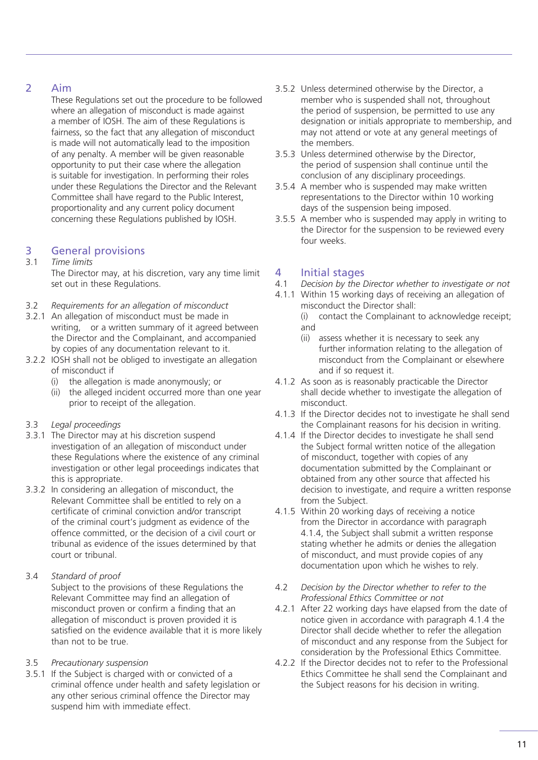## 2 Aim

These Regulations set out the procedure to be followed where an allegation of misconduct is made against a member of IOSH. The aim of these Regulations is fairness, so the fact that any allegation of misconduct is made will not automatically lead to the imposition of any penalty. A member will be given reasonable opportunity to put their case where the allegation is suitable for investigation. In performing their roles under these Regulations the Director and the Relevant Committee shall have regard to the Public Interest, proportionality and any current policy document concerning these Regulations published by IOSH.

## 3 General provisions

3.1 *Time limits*

The Director may, at his discretion, vary any time limit set out in these Regulations.

3.2 *Requirements for an allegation of misconduct*

3.2.1 An allegation of misconduct must be made in writing, or a written summary of it agreed between the Director and the Complainant, and accompanied by copies of any documentation relevant to it.

3.2.2 IOSH shall not be obliged to investigate an allegation of misconduct if

- (i) the allegation is made anonymously; or
- (ii) the alleged incident occurred more than one year prior to receipt of the allegation.

3.3 *Legal proceedings*

3.3.1 The Director may at his discretion suspend investigation of an allegation of misconduct under these Regulations where the existence of any criminal investigation or other legal proceedings indicates that this is appropriate.

3.3.2 In considering an allegation of misconduct, the Relevant Committee shall be entitled to rely on a certificate of criminal conviction and/or transcript of the criminal court's judgment as evidence of the offence committed, or the decision of a civil court or tribunal as evidence of the issues determined by that court or tribunal.

3.4 *Standard of proof*

Subject to the provisions of these Regulations the Relevant Committee may find an allegation of misconduct proven or confirm a finding that an allegation of misconduct is proven provided it is satisfied on the evidence available that it is more likely than not to be true.

3.5 *Precautionary suspension*

3.5.1 If the Subject is charged with or convicted of a criminal offence under health and safety legislation or any other serious criminal offence the Director may suspend him with immediate effect.

3.5.2 Unless determined otherwise by the Director, a member who is suspended shall not, throughout the period of suspension, be permitted to use any designation or initials appropriate to membership, and may not attend or vote at any general meetings of the members.

3.5.3 Unless determined otherwise by the Director, the period of suspension shall continue until the conclusion of any disciplinary proceedings.

3.5.4 A member who is suspended may make written representations to the Director within 10 working days of the suspension being imposed.

3.5.5 A member who is suspended may apply in writing to the Director for the suspension to be reviewed every four weeks.

## 4 Initial stages

4.1 *Decision by the Director whether to investigate or not*

4.1.1 Within 15 working days of receiving an allegation of misconduct the Director shall:

- (i) contact the Complainant to acknowledge receipt; and
- (ii) assess whether it is necessary to seek any further information relating to the allegation of misconduct from the Complainant or elsewhere and if so request it.

4.1.2 As soon as is reasonably practicable the Director shall decide whether to investigate the allegation of misconduct.

4.1.3 If the Director decides not to investigate he shall send the Complainant reasons for his decision in writing.

4.1.4 If the Director decides to investigate he shall send the Subject formal written notice of the allegation of misconduct, together with copies of any documentation submitted by the Complainant or obtained from any other source that affected his decision to investigate, and require a written response from the Subject.

4.1.5 Within 20 working days of receiving a notice from the Director in accordance with paragraph 4.1.4, the Subject shall submit a written response stating whether he admits or denies the allegation of misconduct, and must provide copies of any documentation upon which he wishes to rely.

4.2 *Decision by the Director whether to refer to the Professional Ethics Committee or not*

4.2.1 After 22 working days have elapsed from the date of notice given in accordance with paragraph 4.1.4 the Director shall decide whether to refer the allegation of misconduct and any response from the Subject for consideration by the Professional Ethics Committee.

4.2.2 If the Director decides not to refer to the Professional Ethics Committee he shall send the Complainant and the Subject reasons for his decision in writing.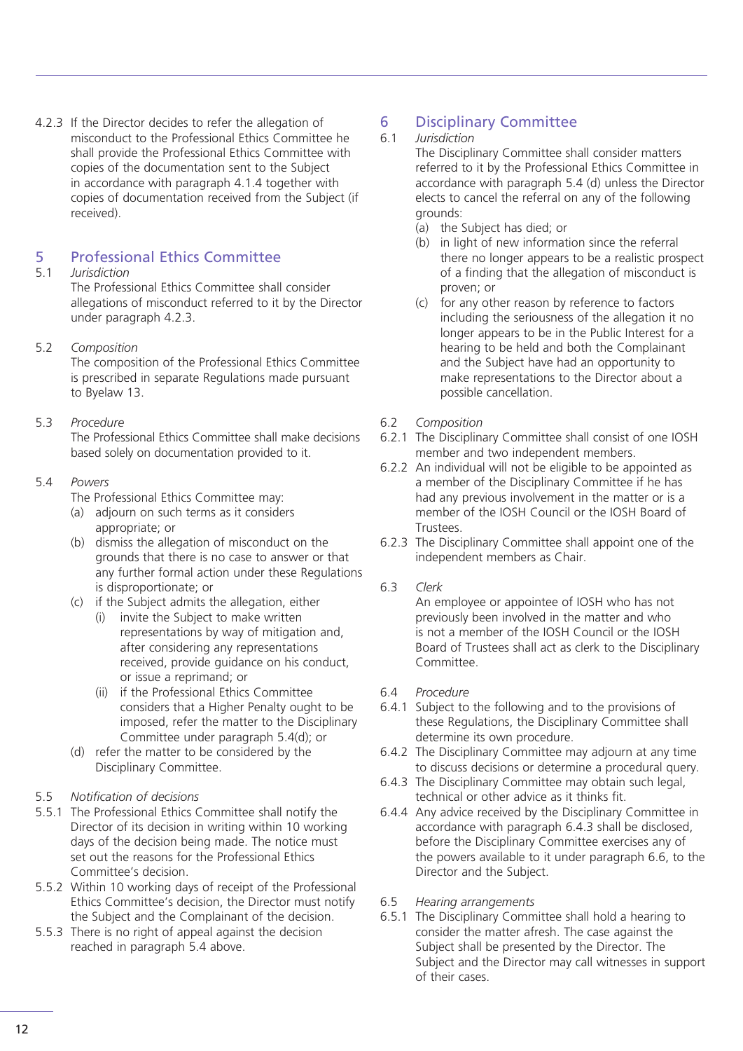4.2.3 If the Director decides to refer the allegation of misconduct to the Professional Ethics Committee he shall provide the Professional Ethics Committee with copies of the documentation sent to the Subject in accordance with paragraph 4.1.4 together with copies of documentation received from the Subject (if received).

## 5 Professional Ethics Committee

5.1 *Jurisdiction*
The Professional Ethics Committee shall consider allegations of misconduct referred to it by the Director under paragraph 4.2.3.

5.2 *Composition*
The composition of the Professional Ethics Committee is prescribed in separate Regulations made pursuant to Byelaw 13.

5.3 *Procedure*
The Professional Ethics Committee shall make decisions based solely on documentation provided to it.

5.4 *Powers*
The Professional Ethics Committee may:

(a) adjourn on such terms as it considers appropriate; or
(b) dismiss the allegation of misconduct on the grounds that there is no case to answer or that any further formal action under these Regulations is disproportionate; or
(c) if the Subject admits the allegation, either
   (i) invite the Subject to make written representations by way of mitigation and, after considering any representations received, provide guidance on his conduct, or issue a reprimand; or
   (ii) if the Professional Ethics Committee considers that a Higher Penalty ought to be imposed, refer the matter to the Disciplinary Committee under paragraph 5.4(d); or
(d) refer the matter to be considered by the Disciplinary Committee.

5.5 *Notification of decisions*

5.5.1 The Professional Ethics Committee shall notify the Director of its decision in writing within 10 working days of the decision being made. The notice must set out the reasons for the Professional Ethics Committee's decision.

5.5.2 Within 10 working days of receipt of the Professional Ethics Committee's decision, the Director must notify the Subject and the Complainant of the decision.

5.5.3 There is no right of appeal against the decision reached in paragraph 5.4 above.

## 6 Disciplinary Committee

6.1 *Jurisdiction*
The Disciplinary Committee shall consider matters referred to it by the Professional Ethics Committee in accordance with paragraph 5.4 (d) unless the Director elects to cancel the referral on any of the following grounds:

(a) the Subject has died; or
(b) in light of new information since the referral there no longer appears to be a realistic prospect of a finding that the allegation of misconduct is proven; or
(c) for any other reason by reference to factors including the seriousness of the allegation it no longer appears to be in the Public Interest for a hearing to be held and both the Complainant and the Subject have had an opportunity to make representations to the Director about a possible cancellation.

6.2 *Composition*

6.2.1 The Disciplinary Committee shall consist of one IOSH member and two independent members.

6.2.2 An individual will not be eligible to be appointed as a member of the Disciplinary Committee if he has had any previous involvement in the matter or is a member of the IOSH Council or the IOSH Board of Trustees.

6.2.3 The Disciplinary Committee shall appoint one of the independent members as Chair.

6.3 *Clerk*
An employee or appointee of IOSH who has not previously been involved in the matter and who is not a member of the IOSH Council or the IOSH Board of Trustees shall act as clerk to the Disciplinary Committee.

6.4 *Procedure*

6.4.1 Subject to the following and to the provisions of these Regulations, the Disciplinary Committee shall determine its own procedure.

6.4.2 The Disciplinary Committee may adjourn at any time to discuss decisions or determine a procedural query.

6.4.3 The Disciplinary Committee may obtain such legal, technical or other advice as it thinks fit.

6.4.4 Any advice received by the Disciplinary Committee in accordance with paragraph 6.4.3 shall be disclosed, before the Disciplinary Committee exercises any of the powers available to it under paragraph 6.6, to the Director and the Subject.

6.5 *Hearing arrangements*

6.5.1 The Disciplinary Committee shall hold a hearing to consider the matter afresh. The case against the Subject shall be presented by the Director. The Subject and the Director may call witnesses in support of their cases.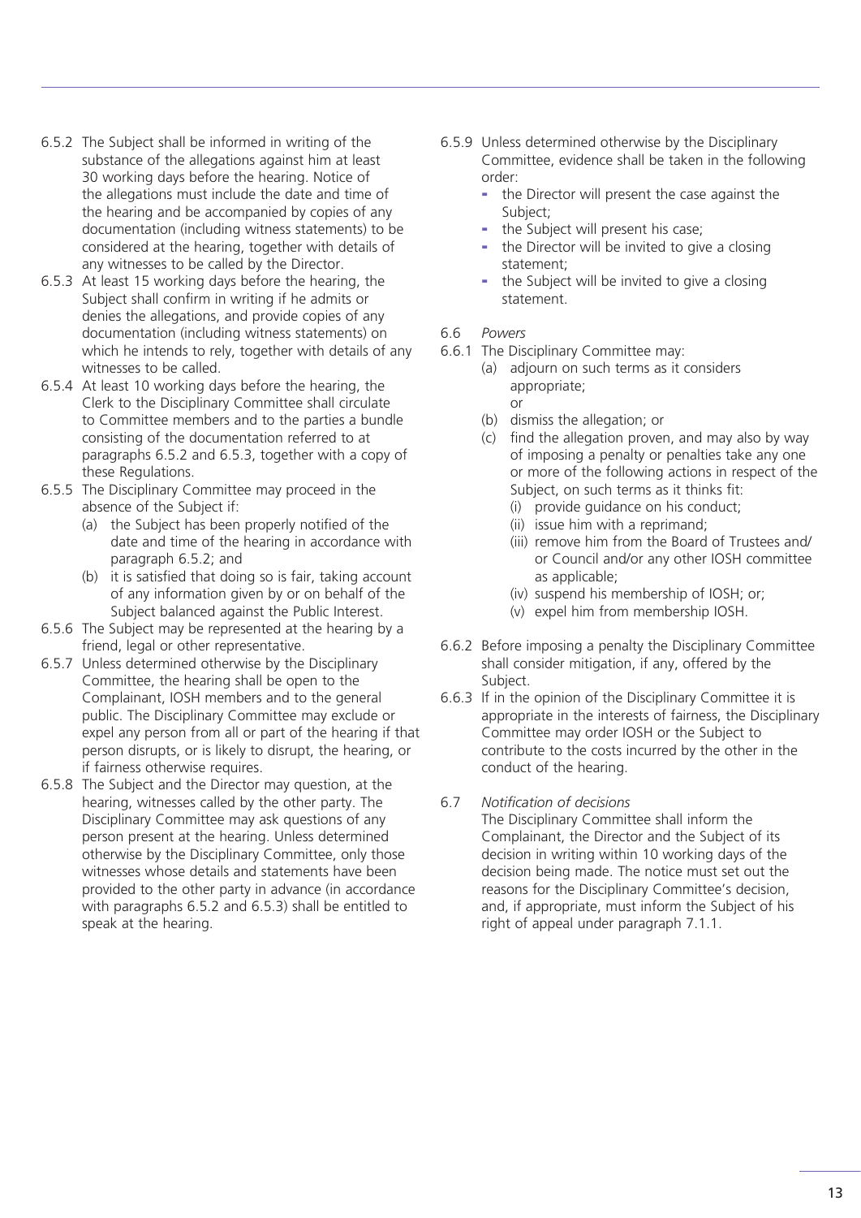6.5.2 The Subject shall be informed in writing of the substance of the allegations against him at least 30 working days before the hearing. Notice of the allegations must include the date and time of the hearing and be accompanied by copies of any documentation (including witness statements) to be considered at the hearing, together with details of any witnesses to be called by the Director.

6.5.3 At least 15 working days before the hearing, the Subject shall confirm in writing if he admits or denies the allegations, and provide copies of any documentation (including witness statements) on which he intends to rely, together with details of any witnesses to be called.

6.5.4 At least 10 working days before the hearing, the Clerk to the Disciplinary Committee shall circulate to Committee members and to the parties a bundle consisting of the documentation referred to at paragraphs 6.5.2 and 6.5.3, together with a copy of these Regulations.

6.5.5 The Disciplinary Committee may proceed in the absence of the Subject if:

- (a) the Subject has been properly notified of the date and time of the hearing in accordance with paragraph 6.5.2; and
- (b) it is satisfied that doing so is fair, taking account of any information given by or on behalf of the Subject balanced against the Public Interest.

6.5.6 The Subject may be represented at the hearing by a friend, legal or other representative.

6.5.7 Unless determined otherwise by the Disciplinary Committee, the hearing shall be open to the Complainant, IOSH members and to the general public. The Disciplinary Committee may exclude or expel any person from all or part of the hearing if that person disrupts, or is likely to disrupt, the hearing, or if fairness otherwise requires.

6.5.8 The Subject and the Director may question, at the hearing, witnesses called by the other party. The Disciplinary Committee may ask questions of any person present at the hearing. Unless determined otherwise by the Disciplinary Committee, only those witnesses whose details and statements have been provided to the other party in advance (in accordance with paragraphs 6.5.2 and 6.5.3) shall be entitled to speak at the hearing.

6.5.9 Unless determined otherwise by the Disciplinary Committee, evidence shall be taken in the following order:

- the Director will present the case against the Subject;
- the Subject will present his case;
- the Director will be invited to give a closing statement;
- the Subject will be invited to give a closing statement.

6.6 *Powers*

6.6.1 The Disciplinary Committee may:

- (a) adjourn on such terms as it considers appropriate; or
- (b) dismiss the allegation; or
- (c) find the allegation proven, and may also by way of imposing a penalty or penalties take any one or more of the following actions in respect of the Subject, on such terms as it thinks fit:
  - (i) provide guidance on his conduct;
  - (ii) issue him with a reprimand;
  - (iii) remove him from the Board of Trustees and/or Council and/or any other IOSH committee as applicable;
  - (iv) suspend his membership of IOSH; or;
  - (v) expel him from membership IOSH.

6.6.2 Before imposing a penalty the Disciplinary Committee shall consider mitigation, if any, offered by the Subject.

6.6.3 If in the opinion of the Disciplinary Committee it is appropriate in the interests of fairness, the Disciplinary Committee may order IOSH or the Subject to contribute to the costs incurred by the other in the conduct of the hearing.

6.7 *Notification of decisions*

The Disciplinary Committee shall inform the Complainant, the Director and the Subject of its decision in writing within 10 working days of the decision being made. The notice must set out the reasons for the Disciplinary Committee's decision, and, if appropriate, must inform the Subject of his right of appeal under paragraph 7.1.1.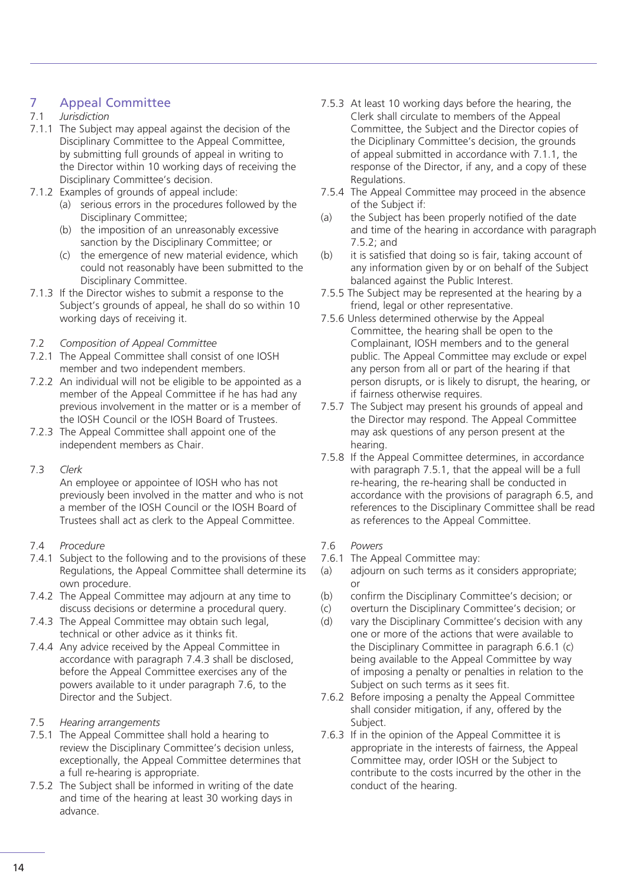## 7 Appeal Committee

7.1 *Jurisdiction*

7.1.1 The Subject may appeal against the decision of the Disciplinary Committee to the Appeal Committee, by submitting full grounds of appeal in writing to the Director within 10 working days of receiving the Disciplinary Committee's decision.

7.1.2 Examples of grounds of appeal include:

(a) serious errors in the procedures followed by the Disciplinary Committee;

(b) the imposition of an unreasonably excessive sanction by the Disciplinary Committee; or

(c) the emergence of new material evidence, which could not reasonably have been submitted to the Disciplinary Committee.

7.1.3 If the Director wishes to submit a response to the Subject's grounds of appeal, he shall do so within 10 working days of receiving it.

7.2 *Composition of Appeal Committee*

7.2.1 The Appeal Committee shall consist of one IOSH member and two independent members.

7.2.2 An individual will not be eligible to be appointed as a member of the Appeal Committee if he has had any previous involvement in the matter or is a member of the IOSH Council or the IOSH Board of Trustees.

7.2.3 The Appeal Committee shall appoint one of the independent members as Chair.

7.3 *Clerk*

An employee or appointee of IOSH who has not previously been involved in the matter and who is not a member of the IOSH Council or the IOSH Board of Trustees shall act as clerk to the Appeal Committee.

7.4 *Procedure*

7.4.1 Subject to the following and to the provisions of these Regulations, the Appeal Committee shall determine its own procedure.

7.4.2 The Appeal Committee may adjourn at any time to discuss decisions or determine a procedural query.

7.4.3 The Appeal Committee may obtain such legal, technical or other advice as it thinks fit.

7.4.4 Any advice received by the Appeal Committee in accordance with paragraph 7.4.3 shall be disclosed, before the Appeal Committee exercises any of the powers available to it under paragraph 7.6, to the Director and the Subject.

7.5 *Hearing arrangements*

7.5.1 The Appeal Committee shall hold a hearing to review the Disciplinary Committee's decision unless, exceptionally, the Appeal Committee determines that a full re-hearing is appropriate.

7.5.2 The Subject shall be informed in writing of the date and time of the hearing at least 30 working days in advance.

7.5.3 At least 10 working days before the hearing, the Clerk shall circulate to members of the Appeal Committee, the Subject and the Director copies of the Diciplinary Committee's decision, the grounds of appeal submitted in accordance with 7.1.1, the response of the Director, if any, and a copy of these Regulations.

7.5.4 The Appeal Committee may proceed in the absence of the Subject if:

(a) the Subject has been properly notified of the date and time of the hearing in accordance with paragraph 7.5.2; and

(b) it is satisfied that doing so is fair, taking account of any information given by or on behalf of the Subject balanced against the Public Interest.

7.5.5 The Subject may be represented at the hearing by a friend, legal or other representative.

7.5.6 Unless determined otherwise by the Appeal Committee, the hearing shall be open to the Complainant, IOSH members and to the general public. The Appeal Committee may exclude or expel any person from all or part of the hearing if that person disrupts, or is likely to disrupt, the hearing, or if fairness otherwise requires.

7.5.7 The Subject may present his grounds of appeal and the Director may respond. The Appeal Committee may ask questions of any person present at the hearing.

7.5.8 If the Appeal Committee determines, in accordance with paragraph 7.5.1, that the appeal will be a full re-hearing, the re-hearing shall be conducted in accordance with the provisions of paragraph 6.5, and references to the Disciplinary Committee shall be read as references to the Appeal Committee.

7.6 *Powers*

7.6.1 The Appeal Committee may:

(a) adjourn on such terms as it considers appropriate; or

(b) confirm the Disciplinary Committee's decision; or

(c) overturn the Disciplinary Committee's decision; or

(d) vary the Disciplinary Committee's decision with any one or more of the actions that were available to the Disciplinary Committee in paragraph 6.6.1 (c) being available to the Appeal Committee by way of imposing a penalty or penalties in relation to the Subject on such terms as it sees fit.

7.6.2 Before imposing a penalty the Appeal Committee shall consider mitigation, if any, offered by the Subject.

7.6.3 If in the opinion of the Appeal Committee it is appropriate in the interests of fairness, the Appeal Committee may, order IOSH or the Subject to contribute to the costs incurred by the other in the conduct of the hearing.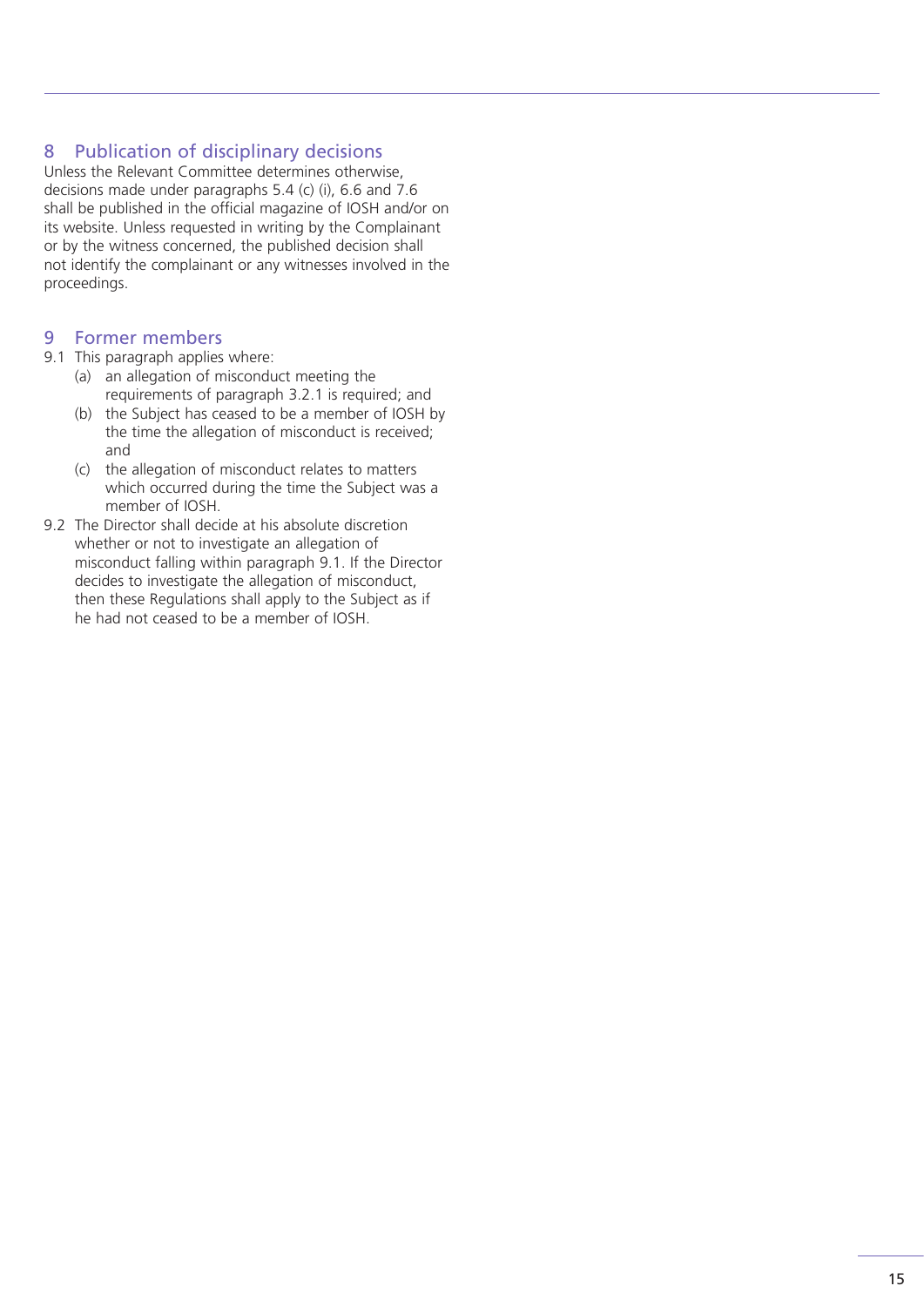## 8 Publication of disciplinary decisions

Unless the Relevant Committee determines otherwise, decisions made under paragraphs 5.4 (c) (i), 6.6 and 7.6 shall be published in the official magazine of IOSH and/or on its website. Unless requested in writing by the Complainant or by the witness concerned, the published decision shall not identify the complainant or any witnesses involved in the proceedings.

## 9 Former members

9.1 This paragraph applies where:
   (a) an allegation of misconduct meeting the requirements of paragraph 3.2.1 is required; and
   (b) the Subject has ceased to be a member of IOSH by the time the allegation of misconduct is received; and
   (c) the allegation of misconduct relates to matters which occurred during the time the Subject was a member of IOSH.

9.2 The Director shall decide at his absolute discretion whether or not to investigate an allegation of misconduct falling within paragraph 9.1. If the Director decides to investigate the allegation of misconduct, then these Regulations shall apply to the Subject as if he had not ceased to be a member of IOSH.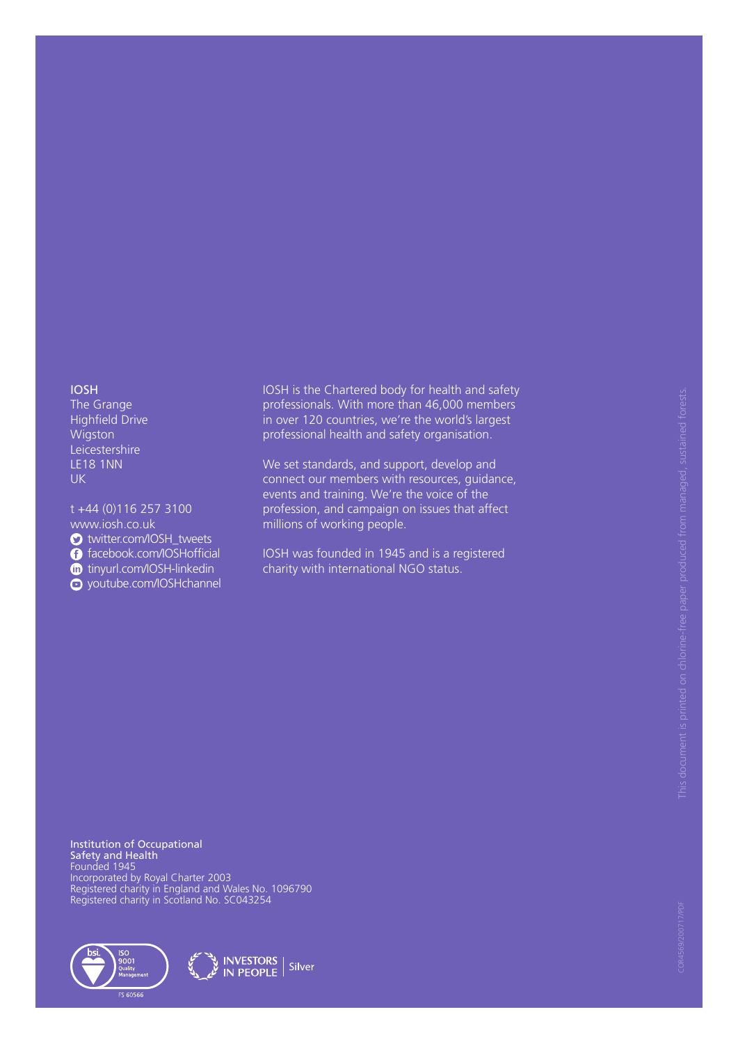**IOSH**
The Grange
Highfield Drive
Wigston
Leicestershire
LE18 1NN
UK

t +44 (0)116 257 3100
www.iosh.co.uk
twitter.com/IOSH_tweets
facebook.com/IOSHofficial
tinyurl.com/IOSH-linkedin
youtube.com/IOSHchannel

IOSH is the Chartered body for health and safety professionals. With more than 46,000 members in over 120 countries, we're the world's largest professional health and safety organisation.

We set standards, and support, develop and connect our members with resources, guidance, events and training. We're the voice of the profession, and campaign on issues that affect millions of working people.

IOSH was founded in 1945 and is a registered charity with international NGO status.

This document is printed on chlorine-free paper produced from managed, sustained forests.

**Institution of Occupational Safety and Health**
Founded 1945
Incorporated by Royal Charter 2003
Registered charity in England and Wales No. 1096790
Registered charity in Scotland No. SC043254

bsi. ISO 9001 Quality Management
FS 60566

INVESTORS IN PEOPLE | Silver

COR4569/200717/PDF